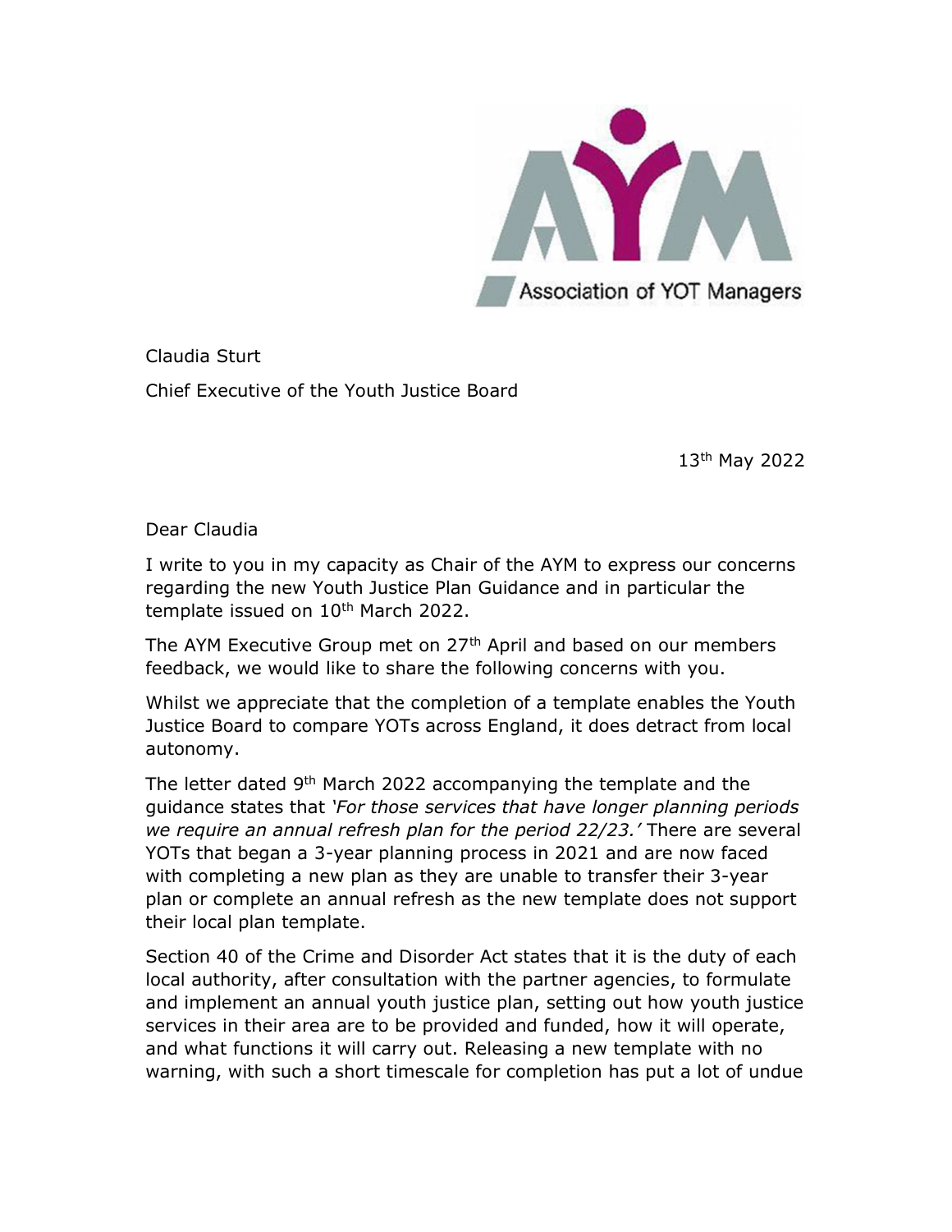Association of YOT Managers

Claudia Sturt

Chief Executive of the Youth Justice Board

13th May 2022

Dear Claudia

I write to you in my capacity as Chair of the AYM to express our concerns regarding the new Youth Justice Plan Guidance and in particular the template issued on 10th March 2022.

The AYM Executive Group met on 27th April and based on our members feedback, we would like to share the following concerns with you.

Whilst we appreciate that the completion of a template enables the Youth Justice Board to compare YOTs across England, it does detract from local autonomy.

The letter dated 9th March 2022 accompanying the template and the guidance states that *'For those services that have longer planning periods we require an annual refresh plan for the period 22/23.'* There are several YOTs that began a 3-year planning process in 2021 and are now faced with completing a new plan as they are unable to transfer their 3-year plan or complete an annual refresh as the new template does not support their local plan template.

Section 40 of the Crime and Disorder Act states that it is the duty of each local authority, after consultation with the partner agencies, to formulate and implement an annual youth justice plan, setting out how youth justice services in their area are to be provided and funded, how it will operate, and what functions it will carry out. Releasing a new template with no warning, with such a short timescale for completion has put a lot of undue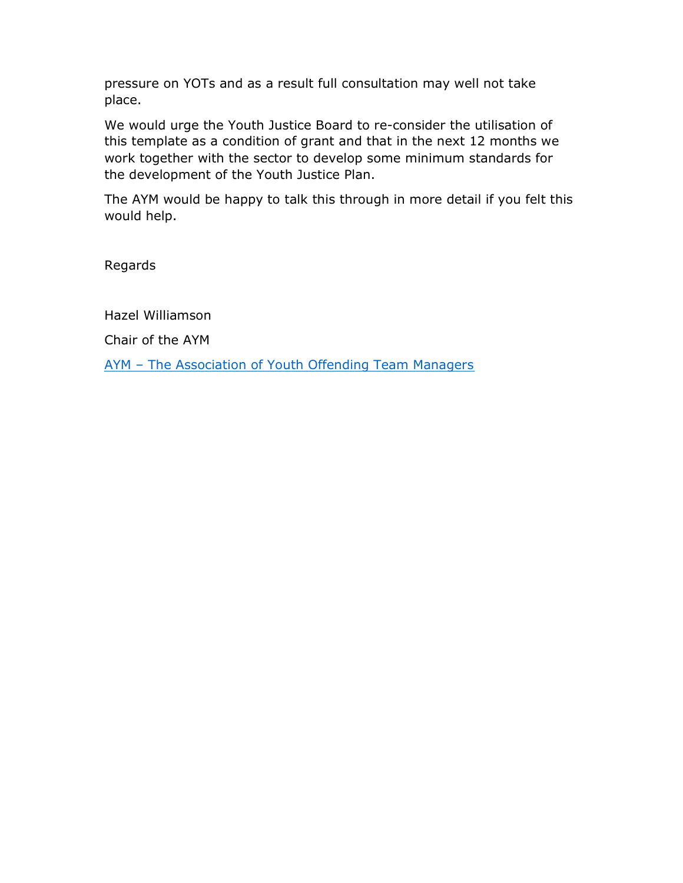pressure on YOTs and as a result full consultation may well not take place.

We would urge the Youth Justice Board to re-consider the utilisation of this template as a condition of grant and that in the next 12 months we work together with the sector to develop some minimum standards for the development of the Youth Justice Plan.

The AYM would be happy to talk this through in more detail if you felt this would help.

Regards

Hazel Williamson

Chair of the AYM

AYM – The Association of Youth Offending Team Managers